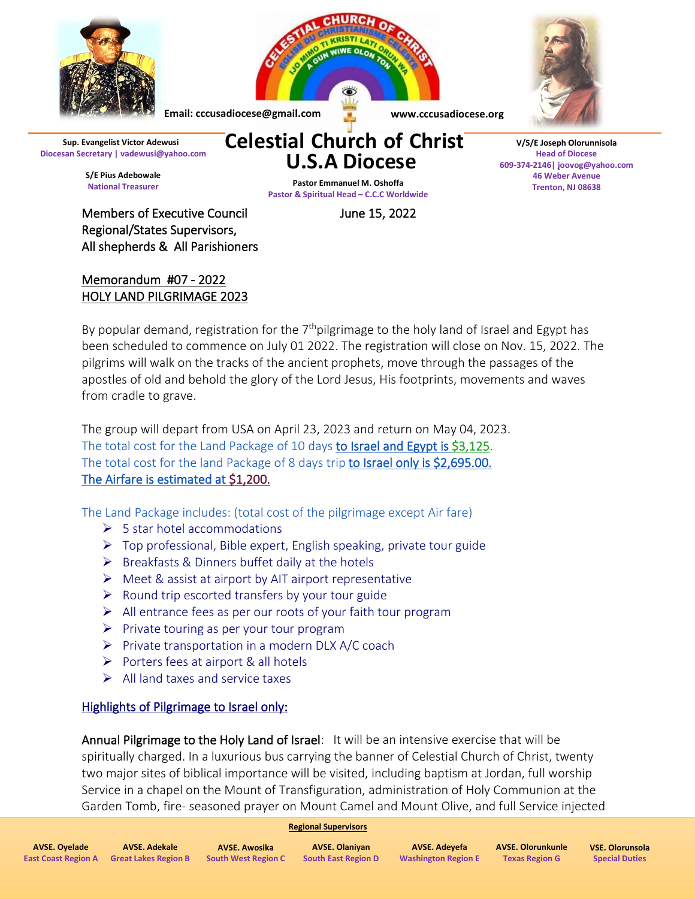Email: cccusadiocese@gmail.com www.cccusadiocese.org

**Sup. Evangelist Victor Adewusi**
Diocesan Secretary | vadewusi@yahoo.com

**S/E Pius Adebowale**
National Treasurer

# Celestial Church of Christ U.S.A Diocese

**Pastor Emmanuel M. Oshoffa**
Pastor & Spiritual Head – C.C.C Worldwide

**V/S/E Joseph Olorunnisola**
Head of Diocese
609-374-2146| joovog@yahoo.com
46 Weber Avenue
Trenton, NJ 08638

Members of Executive Council
Regional/States Supervisors,
All shepherds & All Parishioners

June 15, 2022

Memorandum #07 - 2022
HOLY LAND PILGRIMAGE 2023

By popular demand, registration for the 7th pilgrimage to the holy land of Israel and Egypt has been scheduled to commence on July 01 2022. The registration will close on Nov. 15, 2022. The pilgrims will walk on the tracks of the ancient prophets, move through the passages of the apostles of old and behold the glory of the Lord Jesus, His footprints, movements and waves from cradle to grave.

The group will depart from USA on April 23, 2023 and return on May 04, 2023.
The total cost for the Land Package of 10 days to Israel and Egypt is $3,125.
The total cost for the land Package of 8 days trip to Israel only is $2,695.00.
The Airfare is estimated at $1,200.

The Land Package includes: (total cost of the pilgrimage except Air fare)

- 5 star hotel accommodations
- Top professional, Bible expert, English speaking, private tour guide
- Breakfasts & Dinners buffet daily at the hotels
- Meet & assist at airport by AIT airport representative
- Round trip escorted transfers by your tour guide
- All entrance fees as per our roots of your faith tour program
- Private touring as per your tour program
- Private transportation in a modern DLX A/C coach
- Porters fees at airport & all hotels
- All land taxes and service taxes

Highlights of Pilgrimage to Israel only:

Annual Pilgrimage to the Holy Land of Israel: It will be an intensive exercise that will be spiritually charged. In a luxurious bus carrying the banner of Celestial Church of Christ, twenty two major sites of biblical importance will be visited, including baptism at Jordan, full worship Service in a chapel on the Mount of Transfiguration, administration of Holy Communion at the Garden Tomb, fire- seasoned prayer on Mount Camel and Mount Olive, and full Service injected

**Regional Supervisors**

| AVSE. Oyelade | AVSE. Adekale | AVSE. Awosika | AVSE. Olaniyan | AVSE. Adeyefa | AVSE. Olorunkunle | VSE. Olorunsola |
|---|---|---|---|---|---|---|
| East Coast Region A | Great Lakes Region B | South West Region C | South East Region D | Washington Region E | Texas Region G | Special Duties |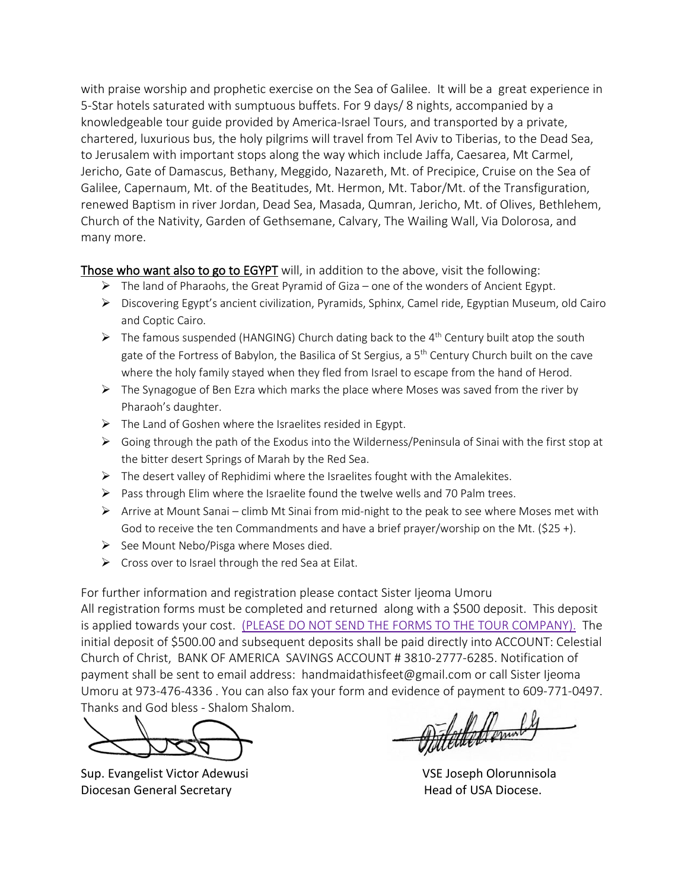with praise worship and prophetic exercise on the Sea of Galilee. It will be a great experience in 5-Star hotels saturated with sumptuous buffets. For 9 days/ 8 nights, accompanied by a knowledgeable tour guide provided by America-Israel Tours, and transported by a private, chartered, luxurious bus, the holy pilgrims will travel from Tel Aviv to Tiberias, to the Dead Sea, to Jerusalem with important stops along the way which include Jaffa, Caesarea, Mt Carmel, Jericho, Gate of Damascus, Bethany, Meggido, Nazareth, Mt. of Precipice, Cruise on the Sea of Galilee, Capernaum, Mt. of the Beatitudes, Mt. Hermon, Mt. Tabor/Mt. of the Transfiguration, renewed Baptism in river Jordan, Dead Sea, Masada, Qumran, Jericho, Mt. of Olives, Bethlehem, Church of the Nativity, Garden of Gethsemane, Calvary, The Wailing Wall, Via Dolorosa, and many more.

Those who want also to go to EGYPT will, in addition to the above, visit the following:

- The land of Pharaohs, the Great Pyramid of Giza – one of the wonders of Ancient Egypt.
- Discovering Egypt's ancient civilization, Pyramids, Sphinx, Camel ride, Egyptian Museum, old Cairo and Coptic Cairo.
- The famous suspended (HANGING) Church dating back to the 4th Century built atop the south gate of the Fortress of Babylon, the Basilica of St Sergius, a 5th Century Church built on the cave where the holy family stayed when they fled from Israel to escape from the hand of Herod.
- The Synagogue of Ben Ezra which marks the place where Moses was saved from the river by Pharaoh's daughter.
- The Land of Goshen where the Israelites resided in Egypt.
- Going through the path of the Exodus into the Wilderness/Peninsula of Sinai with the first stop at the bitter desert Springs of Marah by the Red Sea.
- The desert valley of Rephidimi where the Israelites fought with the Amalekites.
- Pass through Elim where the Israelite found the twelve wells and 70 Palm trees.
- Arrive at Mount Sanai – climb Mt Sinai from mid-night to the peak to see where Moses met with God to receive the ten Commandments and have a brief prayer/worship on the Mt. ($25 +).
- See Mount Nebo/Pisga where Moses died.
- Cross over to Israel through the red Sea at Eilat.

For further information and registration please contact Sister Ijeoma Umoru
All registration forms must be completed and returned along with a $500 deposit. This deposit is applied towards your cost. (PLEASE DO NOT SEND THE FORMS TO THE TOUR COMPANY). The initial deposit of $500.00 and subsequent deposits shall be paid directly into ACCOUNT: Celestial Church of Christ, BANK OF AMERICA SAVINGS ACCOUNT # 3810-2777-6285. Notification of payment shall be sent to email address: handmaidathisfeet@gmail.com or call Sister Ijeoma Umoru at 973-476-4336 . You can also fax your form and evidence of payment to 609-771-0497. Thanks and God bless - Shalom Shalom.

Sup. Evangelist Victor Adewusi
Diocesan General Secretary

VSE Joseph Olorunnisola
Head of USA Diocese.